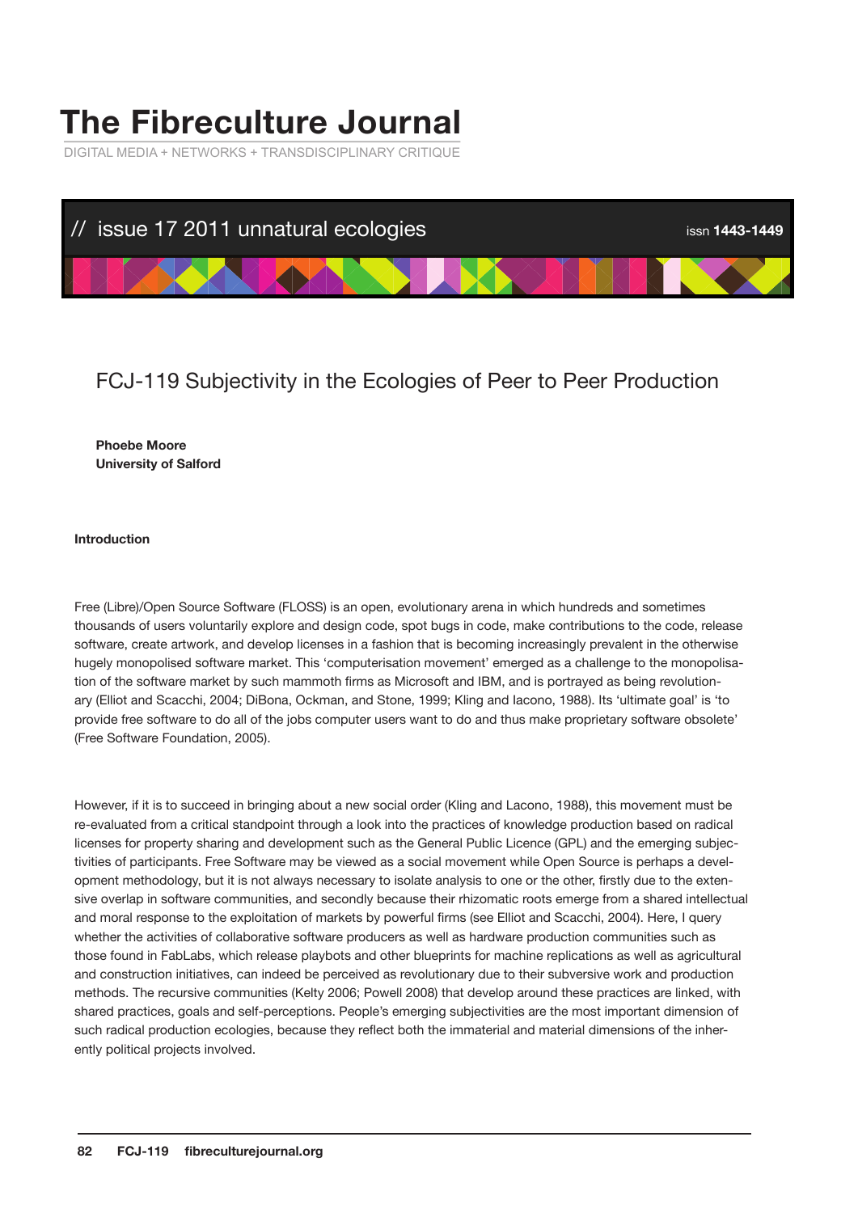# The Fibreculture Journal

DIGITAL MEDIA + NETWORKS + TRANSDISCIPLINARY CRITIQUE

// issue 17 2011 unnatural ecologies

issn **1443-1449**

## FCJ-119 Subjectivity in the Ecologies of Peer to Peer Production

**Phoebe Moore**
**University of Salford**

### Introduction

Free (Libre)/Open Source Software (FLOSS) is an open, evolutionary arena in which hundreds and sometimes thousands of users voluntarily explore and design code, spot bugs in code, make contributions to the code, release software, create artwork, and develop licenses in a fashion that is becoming increasingly prevalent in the otherwise hugely monopolised software market. This 'computerisation movement' emerged as a challenge to the monopolisation of the software market by such mammoth firms as Microsoft and IBM, and is portrayed as being revolutionary (Elliot and Scacchi, 2004; DiBona, Ockman, and Stone, 1999; Kling and Iacono, 1988). Its 'ultimate goal' is 'to provide free software to do all of the jobs computer users want to do and thus make proprietary software obsolete' (Free Software Foundation, 2005).

However, if it is to succeed in bringing about a new social order (Kling and Lacono, 1988), this movement must be re-evaluated from a critical standpoint through a look into the practices of knowledge production based on radical licenses for property sharing and development such as the General Public Licence (GPL) and the emerging subjectivities of participants. Free Software may be viewed as a social movement while Open Source is perhaps a development methodology, but it is not always necessary to isolate analysis to one or the other, firstly due to the extensive overlap in software communities, and secondly because their rhizomatic roots emerge from a shared intellectual and moral response to the exploitation of markets by powerful firms (see Elliot and Scacchi, 2004). Here, I query whether the activities of collaborative software producers as well as hardware production communities such as those found in FabLabs, which release playbots and other blueprints for machine replications as well as agricultural and construction initiatives, can indeed be perceived as revolutionary due to their subversive work and production methods. The recursive communities (Kelty 2006; Powell 2008) that develop around these practices are linked, with shared practices, goals and self-perceptions. People's emerging subjectivities are the most important dimension of such radical production ecologies, because they reflect both the immaterial and material dimensions of the inherently political projects involved.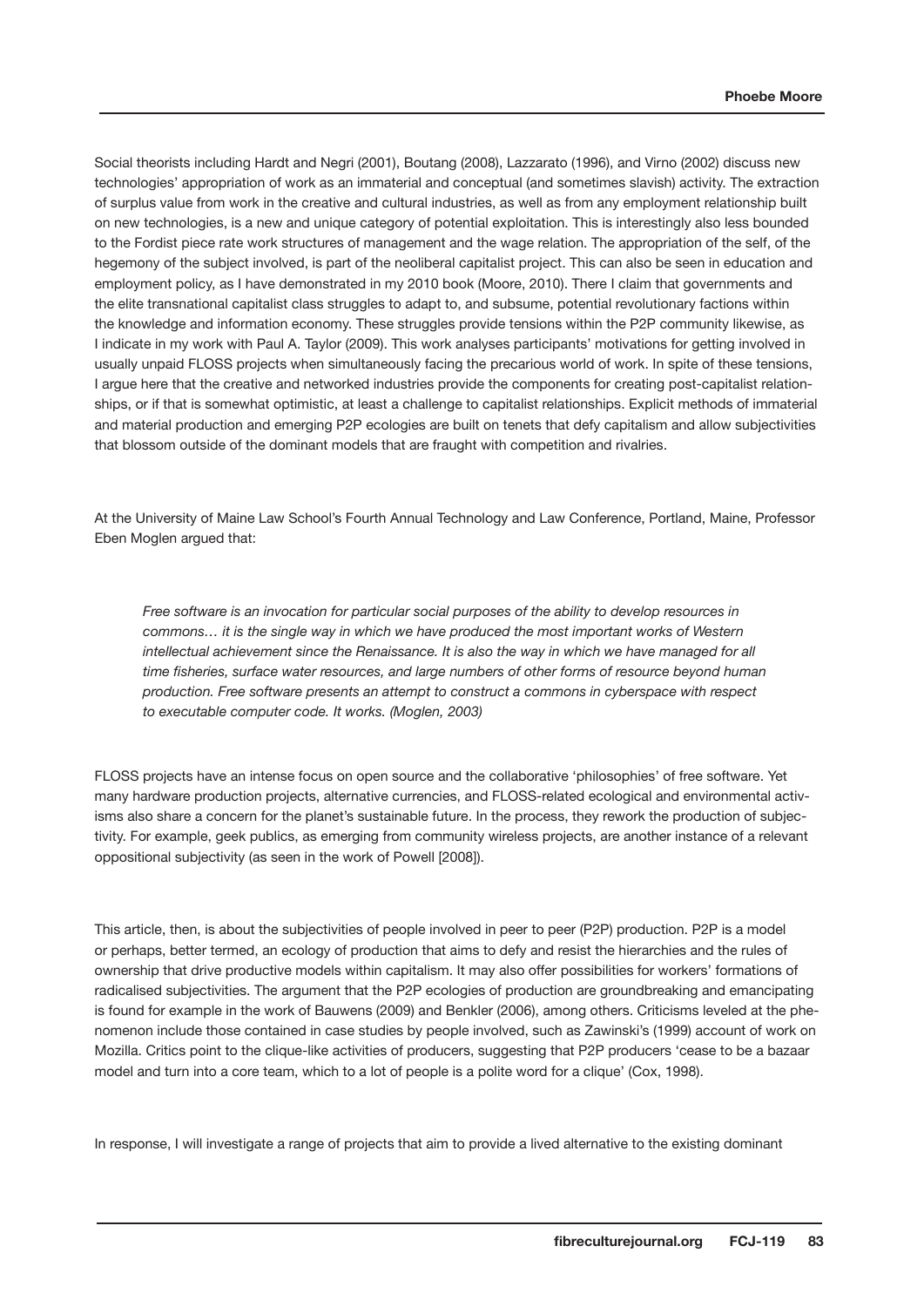Social theorists including Hardt and Negri (2001), Boutang (2008), Lazzarato (1996), and Virno (2002) discuss new technologies' appropriation of work as an immaterial and conceptual (and sometimes slavish) activity. The extraction of surplus value from work in the creative and cultural industries, as well as from any employment relationship built on new technologies, is a new and unique category of potential exploitation. This is interestingly also less bounded to the Fordist piece rate work structures of management and the wage relation. The appropriation of the self, of the hegemony of the subject involved, is part of the neoliberal capitalist project. This can also be seen in education and employment policy, as I have demonstrated in my 2010 book (Moore, 2010). There I claim that governments and the elite transnational capitalist class struggles to adapt to, and subsume, potential revolutionary factions within the knowledge and information economy. These struggles provide tensions within the P2P community likewise, as I indicate in my work with Paul A. Taylor (2009). This work analyses participants' motivations for getting involved in usually unpaid FLOSS projects when simultaneously facing the precarious world of work. In spite of these tensions, I argue here that the creative and networked industries provide the components for creating post-capitalist relationships, or if that is somewhat optimistic, at least a challenge to capitalist relationships. Explicit methods of immaterial and material production and emerging P2P ecologies are built on tenets that defy capitalism and allow subjectivities that blossom outside of the dominant models that are fraught with competition and rivalries.

At the University of Maine Law School's Fourth Annual Technology and Law Conference, Portland, Maine, Professor Eben Moglen argued that:

> *Free software is an invocation for particular social purposes of the ability to develop resources in commons… it is the single way in which we have produced the most important works of Western intellectual achievement since the Renaissance. It is also the way in which we have managed for all time fisheries, surface water resources, and large numbers of other forms of resource beyond human production. Free software presents an attempt to construct a commons in cyberspace with respect to executable computer code. It works. (Moglen, 2003)*

FLOSS projects have an intense focus on open source and the collaborative 'philosophies' of free software. Yet many hardware production projects, alternative currencies, and FLOSS-related ecological and environmental activisms also share a concern for the planet's sustainable future. In the process, they rework the production of subjectivity. For example, geek publics, as emerging from community wireless projects, are another instance of a relevant oppositional subjectivity (as seen in the work of Powell [2008]).

This article, then, is about the subjectivities of people involved in peer to peer (P2P) production. P2P is a model or perhaps, better termed, an ecology of production that aims to defy and resist the hierarchies and the rules of ownership that drive productive models within capitalism. It may also offer possibilities for workers' formations of radicalised subjectivities. The argument that the P2P ecologies of production are groundbreaking and emancipating is found for example in the work of Bauwens (2009) and Benkler (2006), among others. Criticisms leveled at the phenomenon include those contained in case studies by people involved, such as Zawinski's (1999) account of work on Mozilla. Critics point to the clique-like activities of producers, suggesting that P2P producers 'cease to be a bazaar model and turn into a core team, which to a lot of people is a polite word for a clique' (Cox, 1998).

In response, I will investigate a range of projects that aim to provide a lived alternative to the existing dominant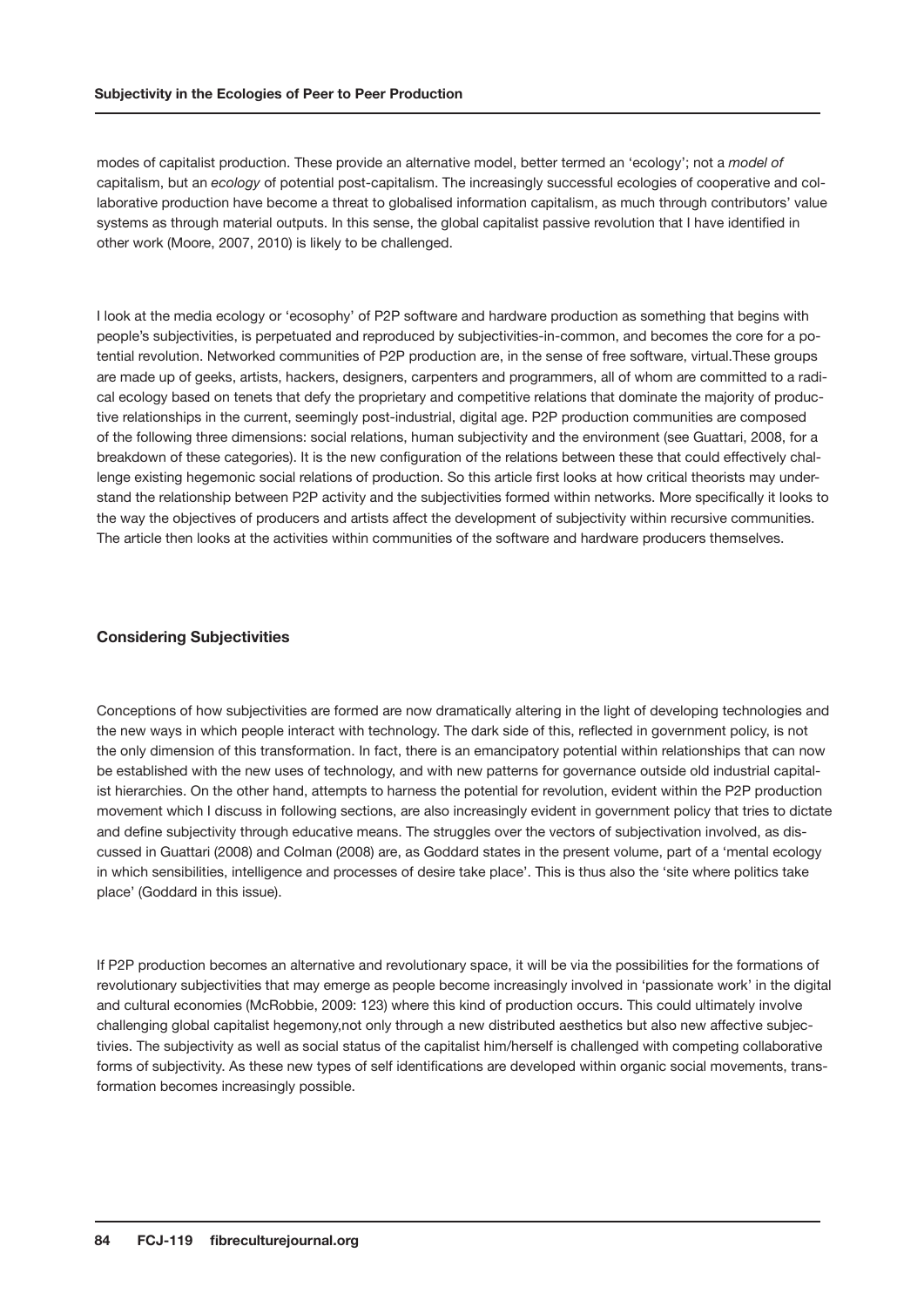modes of capitalist production. These provide an alternative model, better termed an 'ecology'; not a *model of* capitalism, but an *ecology* of potential post-capitalism. The increasingly successful ecologies of cooperative and collaborative production have become a threat to globalised information capitalism, as much through contributors' value systems as through material outputs. In this sense, the global capitalist passive revolution that I have identified in other work (Moore, 2007, 2010) is likely to be challenged.

I look at the media ecology or 'ecosophy' of P2P software and hardware production as something that begins with people's subjectivities, is perpetuated and reproduced by subjectivities-in-common, and becomes the core for a potential revolution. Networked communities of P2P production are, in the sense of free software, virtual.These groups are made up of geeks, artists, hackers, designers, carpenters and programmers, all of whom are committed to a radical ecology based on tenets that defy the proprietary and competitive relations that dominate the majority of productive relationships in the current, seemingly post-industrial, digital age. P2P production communities are composed of the following three dimensions: social relations, human subjectivity and the environment (see Guattari, 2008, for a breakdown of these categories). It is the new configuration of the relations between these that could effectively challenge existing hegemonic social relations of production. So this article first looks at how critical theorists may understand the relationship between P2P activity and the subjectivities formed within networks. More specifically it looks to the way the objectives of producers and artists affect the development of subjectivity within recursive communities. The article then looks at the activities within communities of the software and hardware producers themselves.

## Considering Subjectivities

Conceptions of how subjectivities are formed are now dramatically altering in the light of developing technologies and the new ways in which people interact with technology. The dark side of this, reflected in government policy, is not the only dimension of this transformation. In fact, there is an emancipatory potential within relationships that can now be established with the new uses of technology, and with new patterns for governance outside old industrial capitalist hierarchies. On the other hand, attempts to harness the potential for revolution, evident within the P2P production movement which I discuss in following sections, are also increasingly evident in government policy that tries to dictate and define subjectivity through educative means. The struggles over the vectors of subjectivation involved, as discussed in Guattari (2008) and Colman (2008) are, as Goddard states in the present volume, part of a 'mental ecology in which sensibilities, intelligence and processes of desire take place'. This is thus also the 'site where politics take place' (Goddard in this issue).

If P2P production becomes an alternative and revolutionary space, it will be via the possibilities for the formations of revolutionary subjectivities that may emerge as people become increasingly involved in 'passionate work' in the digital and cultural economies (McRobbie, 2009: 123) where this kind of production occurs. This could ultimately involve challenging global capitalist hegemony,not only through a new distributed aesthetics but also new affective subjectivies. The subjectivity as well as social status of the capitalist him/herself is challenged with competing collaborative forms of subjectivity. As these new types of self identifications are developed within organic social movements, transformation becomes increasingly possible.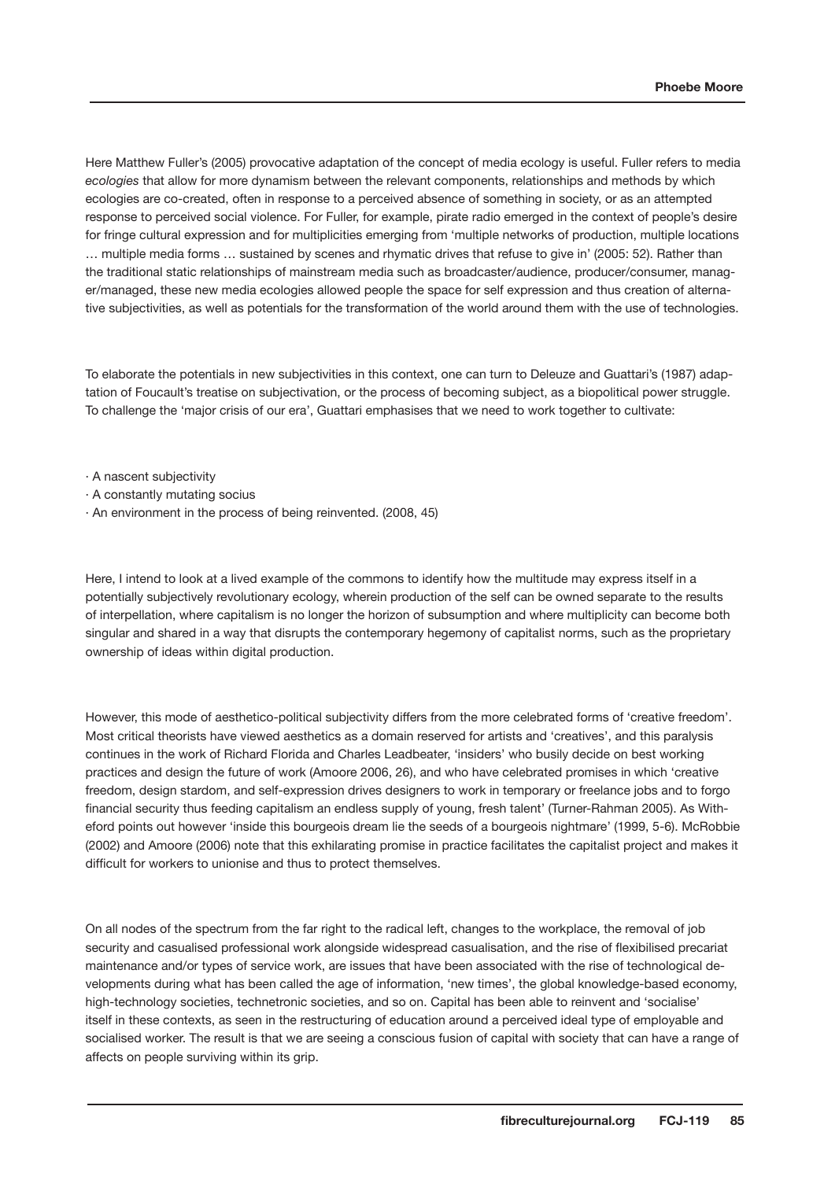Here Matthew Fuller's (2005) provocative adaptation of the concept of media ecology is useful. Fuller refers to media *ecologies* that allow for more dynamism between the relevant components, relationships and methods by which ecologies are co-created, often in response to a perceived absence of something in society, or as an attempted response to perceived social violence. For Fuller, for example, pirate radio emerged in the context of people's desire for fringe cultural expression and for multiplicities emerging from 'multiple networks of production, multiple locations … multiple media forms … sustained by scenes and rhymatic drives that refuse to give in' (2005: 52). Rather than the traditional static relationships of mainstream media such as broadcaster/audience, producer/consumer, manager/managed, these new media ecologies allowed people the space for self expression and thus creation of alternative subjectivities, as well as potentials for the transformation of the world around them with the use of technologies.

To elaborate the potentials in new subjectivities in this context, one can turn to Deleuze and Guattari's (1987) adaptation of Foucault's treatise on subjectivation, or the process of becoming subject, as a biopolitical power struggle. To challenge the 'major crisis of our era', Guattari emphasises that we need to work together to cultivate:

- A nascent subjectivity
- A constantly mutating socius
- An environment in the process of being reinvented. (2008, 45)

Here, I intend to look at a lived example of the commons to identify how the multitude may express itself in a potentially subjectively revolutionary ecology, wherein production of the self can be owned separate to the results of interpellation, where capitalism is no longer the horizon of subsumption and where multiplicity can become both singular and shared in a way that disrupts the contemporary hegemony of capitalist norms, such as the proprietary ownership of ideas within digital production.

However, this mode of aesthetico-political subjectivity differs from the more celebrated forms of 'creative freedom'. Most critical theorists have viewed aesthetics as a domain reserved for artists and 'creatives', and this paralysis continues in the work of Richard Florida and Charles Leadbeater, 'insiders' who busily decide on best working practices and design the future of work (Amoore 2006, 26), and who have celebrated promises in which 'creative freedom, design stardom, and self-expression drives designers to work in temporary or freelance jobs and to forgo financial security thus feeding capitalism an endless supply of young, fresh talent' (Turner-Rahman 2005). As Witheford points out however 'inside this bourgeois dream lie the seeds of a bourgeois nightmare' (1999, 5-6). McRobbie (2002) and Amoore (2006) note that this exhilarating promise in practice facilitates the capitalist project and makes it difficult for workers to unionise and thus to protect themselves.

On all nodes of the spectrum from the far right to the radical left, changes to the workplace, the removal of job security and casualised professional work alongside widespread casualisation, and the rise of flexibilised precariat maintenance and/or types of service work, are issues that have been associated with the rise of technological developments during what has been called the age of information, 'new times', the global knowledge-based economy, high-technology societies, technetronic societies, and so on. Capital has been able to reinvent and 'socialise' itself in these contexts, as seen in the restructuring of education around a perceived ideal type of employable and socialised worker. The result is that we are seeing a conscious fusion of capital with society that can have a range of affects on people surviving within its grip.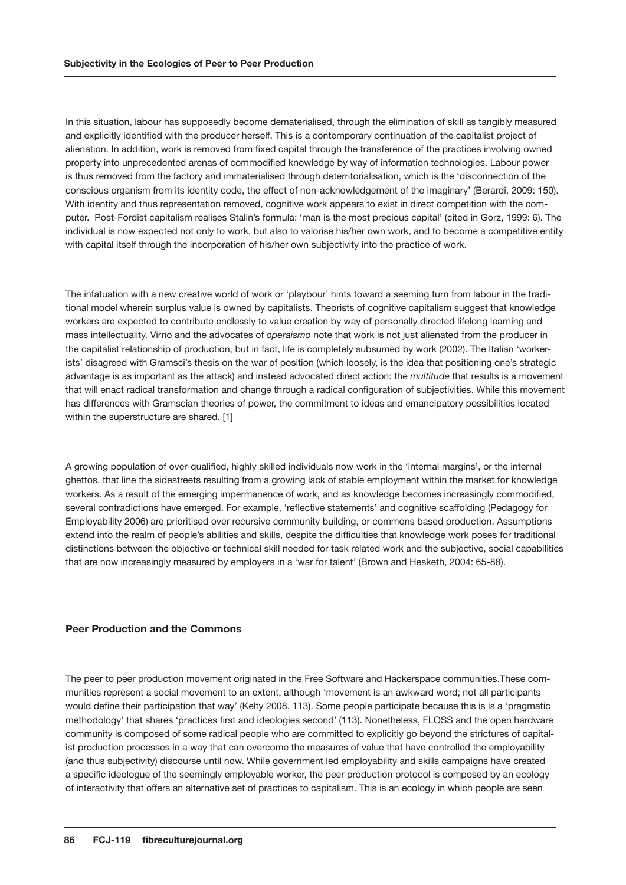In this situation, labour has supposedly become dematerialised, through the elimination of skill as tangibly measured and explicitly identified with the producer herself. This is a contemporary continuation of the capitalist project of alienation. In addition, work is removed from fixed capital through the transference of the practices involving owned property into unprecedented arenas of commodified knowledge by way of information technologies. Labour power is thus removed from the factory and immaterialised through deterritorialisation, which is the 'disconnection of the conscious organism from its identity code, the effect of non-acknowledgement of the imaginary' (Berardi, 2009: 150). With identity and thus representation removed, cognitive work appears to exist in direct competition with the computer. Post-Fordist capitalism realises Stalin's formula: 'man is the most precious capital' (cited in Gorz, 1999: 6). The individual is now expected not only to work, but also to valorise his/her own work, and to become a competitive entity with capital itself through the incorporation of his/her own subjectivity into the practice of work.

The infatuation with a new creative world of work or 'playbour' hints toward a seeming turn from labour in the traditional model wherein surplus value is owned by capitalists. Theorists of cognitive capitalism suggest that knowledge workers are expected to contribute endlessly to value creation by way of personally directed lifelong learning and mass intellectuality. Virno and the advocates of *operaismo* note that work is not just alienated from the producer in the capitalist relationship of production, but in fact, life is completely subsumed by work (2002). The Italian 'workerists' disagreed with Gramsci's thesis on the war of position (which loosely, is the idea that positioning one's strategic advantage is as important as the attack) and instead advocated direct action: the *multitude* that results is a movement that will enact radical transformation and change through a radical configuration of subjectivities. While this movement has differences with Gramscian theories of power, the commitment to ideas and emancipatory possibilities located within the superstructure are shared. [1]

A growing population of over-qualified, highly skilled individuals now work in the 'internal margins', or the internal ghettos, that line the sidestreets resulting from a growing lack of stable employment within the market for knowledge workers. As a result of the emerging impermanence of work, and as knowledge becomes increasingly commodified, several contradictions have emerged. For example, 'reflective statements' and cognitive scaffolding (Pedagogy for Employability 2006) are prioritised over recursive community building, or commons based production. Assumptions extend into the realm of people's abilities and skills, despite the difficulties that knowledge work poses for traditional distinctions between the objective or technical skill needed for task related work and the subjective, social capabilities that are now increasingly measured by employers in a 'war for talent' (Brown and Hesketh, 2004: 65-88).

## Peer Production and the Commons

The peer to peer production movement originated in the Free Software and Hackerspace communities.These communities represent a social movement to an extent, although 'movement is an awkward word; not all participants would define their participation that way' (Kelty 2008, 113). Some people participate because this is is a 'pragmatic methodology' that shares 'practices first and ideologies second' (113). Nonetheless, FLOSS and the open hardware community is composed of some radical people who are committed to explicitly go beyond the strictures of capitalist production processes in a way that can overcome the measures of value that have controlled the employability (and thus subjectivity) discourse until now. While government led employability and skills campaigns have created a specific ideologue of the seemingly employable worker, the peer production protocol is composed by an ecology of interactivity that offers an alternative set of practices to capitalism. This is an ecology in which people are seen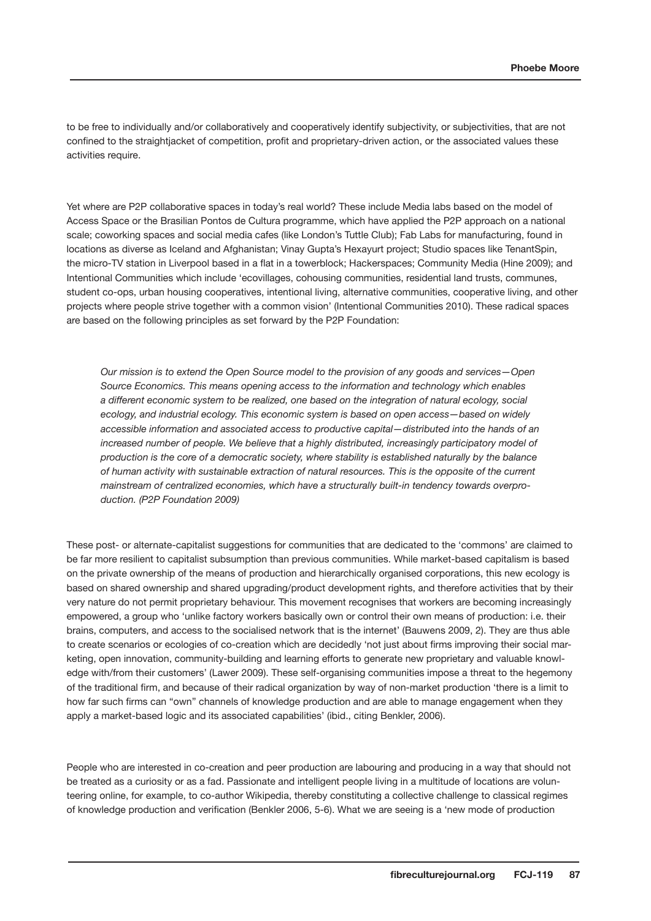to be free to individually and/or collaboratively and cooperatively identify subjectivity, or subjectivities, that are not confined to the straightjacket of competition, profit and proprietary-driven action, or the associated values these activities require.

Yet where are P2P collaborative spaces in today's real world? These include Media labs based on the model of Access Space or the Brasilian Pontos de Cultura programme, which have applied the P2P approach on a national scale; coworking spaces and social media cafes (like London's Tuttle Club); Fab Labs for manufacturing, found in locations as diverse as Iceland and Afghanistan; Vinay Gupta's Hexayurt project; Studio spaces like TenantSpin, the micro-TV station in Liverpool based in a flat in a towerblock; Hackerspaces; Community Media (Hine 2009); and Intentional Communities which include 'ecovillages, cohousing communities, residential land trusts, communes, student co-ops, urban housing cooperatives, intentional living, alternative communities, cooperative living, and other projects where people strive together with a common vision' (Intentional Communities 2010). These radical spaces are based on the following principles as set forward by the P2P Foundation:

> *Our mission is to extend the Open Source model to the provision of any goods and services—Open Source Economics. This means opening access to the information and technology which enables a different economic system to be realized, one based on the integration of natural ecology, social ecology, and industrial ecology. This economic system is based on open access—based on widely accessible information and associated access to productive capital—distributed into the hands of an increased number of people. We believe that a highly distributed, increasingly participatory model of production is the core of a democratic society, where stability is established naturally by the balance of human activity with sustainable extraction of natural resources. This is the opposite of the current mainstream of centralized economies, which have a structurally built-in tendency towards overproduction. (P2P Foundation 2009)*

These post- or alternate-capitalist suggestions for communities that are dedicated to the 'commons' are claimed to be far more resilient to capitalist subsumption than previous communities. While market-based capitalism is based on the private ownership of the means of production and hierarchically organised corporations, this new ecology is based on shared ownership and shared upgrading/product development rights, and therefore activities that by their very nature do not permit proprietary behaviour. This movement recognises that workers are becoming increasingly empowered, a group who 'unlike factory workers basically own or control their own means of production: i.e. their brains, computers, and access to the socialised network that is the internet' (Bauwens 2009, 2). They are thus able to create scenarios or ecologies of co-creation which are decidedly 'not just about firms improving their social marketing, open innovation, community-building and learning efforts to generate new proprietary and valuable knowledge with/from their customers' (Lawer 2009). These self-organising communities impose a threat to the hegemony of the traditional firm, and because of their radical organization by way of non-market production 'there is a limit to how far such firms can "own" channels of knowledge production and are able to manage engagement when they apply a market-based logic and its associated capabilities' (ibid., citing Benkler, 2006).

People who are interested in co-creation and peer production are labouring and producing in a way that should not be treated as a curiosity or as a fad. Passionate and intelligent people living in a multitude of locations are volunteering online, for example, to co-author Wikipedia, thereby constituting a collective challenge to classical regimes of knowledge production and verification (Benkler 2006, 5-6). What we are seeing is a 'new mode of production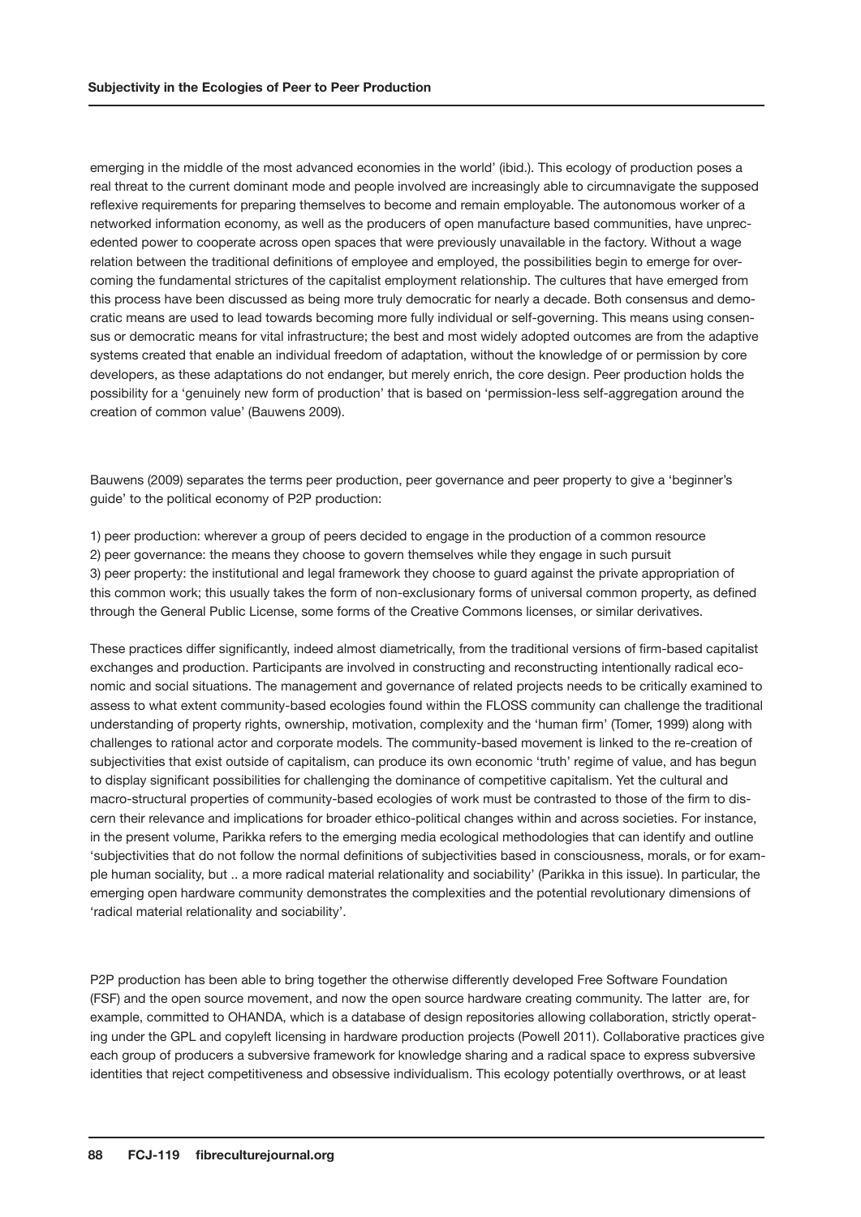emerging in the middle of the most advanced economies in the world' (ibid.). This ecology of production poses a real threat to the current dominant mode and people involved are increasingly able to circumnavigate the supposed reflexive requirements for preparing themselves to become and remain employable. The autonomous worker of a networked information economy, as well as the producers of open manufacture based communities, have unprecedented power to cooperate across open spaces that were previously unavailable in the factory. Without a wage relation between the traditional definitions of employee and employed, the possibilities begin to emerge for overcoming the fundamental strictures of the capitalist employment relationship. The cultures that have emerged from this process have been discussed as being more truly democratic for nearly a decade. Both consensus and democratic means are used to lead towards becoming more fully individual or self-governing. This means using consensus or democratic means for vital infrastructure; the best and most widely adopted outcomes are from the adaptive systems created that enable an individual freedom of adaptation, without the knowledge of or permission by core developers, as these adaptations do not endanger, but merely enrich, the core design. Peer production holds the possibility for a 'genuinely new form of production' that is based on 'permission-less self-aggregation around the creation of common value' (Bauwens 2009).

Bauwens (2009) separates the terms peer production, peer governance and peer property to give a 'beginner's guide' to the political economy of P2P production:

1) peer production: wherever a group of peers decided to engage in the production of a common resource
2) peer governance: the means they choose to govern themselves while they engage in such pursuit
3) peer property: the institutional and legal framework they choose to guard against the private appropriation of this common work; this usually takes the form of non-exclusionary forms of universal common property, as defined through the General Public License, some forms of the Creative Commons licenses, or similar derivatives.

These practices differ significantly, indeed almost diametrically, from the traditional versions of firm-based capitalist exchanges and production. Participants are involved in constructing and reconstructing intentionally radical economic and social situations. The management and governance of related projects needs to be critically examined to assess to what extent community-based ecologies found within the FLOSS community can challenge the traditional understanding of property rights, ownership, motivation, complexity and the 'human firm' (Tomer, 1999) along with challenges to rational actor and corporate models. The community-based movement is linked to the re-creation of subjectivities that exist outside of capitalism, can produce its own economic 'truth' regime of value, and has begun to display significant possibilities for challenging the dominance of competitive capitalism. Yet the cultural and macro-structural properties of community-based ecologies of work must be contrasted to those of the firm to discern their relevance and implications for broader ethico-political changes within and across societies. For instance, in the present volume, Parikka refers to the emerging media ecological methodologies that can identify and outline 'subjectivities that do not follow the normal definitions of subjectivities based in consciousness, morals, or for example human sociality, but .. a more radical material relationality and sociability' (Parikka in this issue). In particular, the emerging open hardware community demonstrates the complexities and the potential revolutionary dimensions of 'radical material relationality and sociability'.

P2P production has been able to bring together the otherwise differently developed Free Software Foundation (FSF) and the open source movement, and now the open source hardware creating community. The latter are, for example, committed to OHANDA, which is a database of design repositories allowing collaboration, strictly operating under the GPL and copyleft licensing in hardware production projects (Powell 2011). Collaborative practices give each group of producers a subversive framework for knowledge sharing and a radical space to express subversive identities that reject competitiveness and obsessive individualism. This ecology potentially overthrows, or at least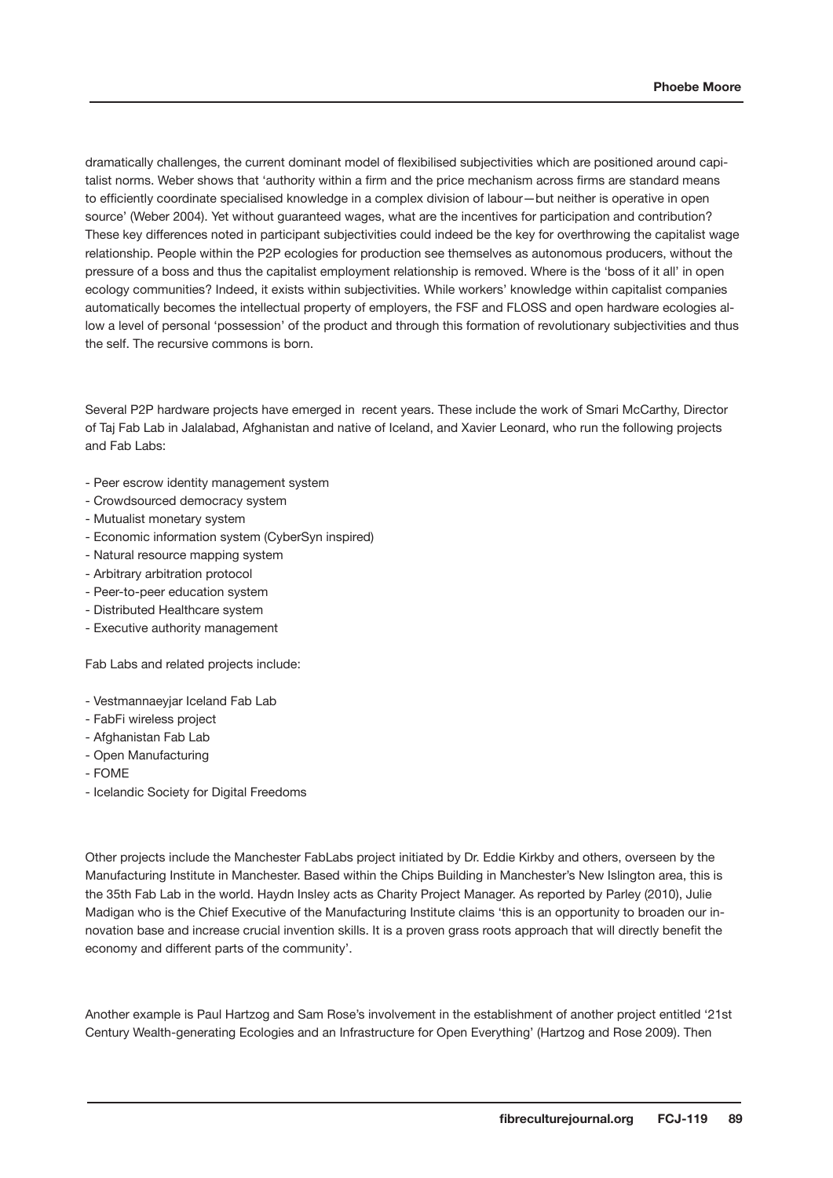dramatically challenges, the current dominant model of flexibilised subjectivities which are positioned around capitalist norms. Weber shows that 'authority within a firm and the price mechanism across firms are standard means to efficiently coordinate specialised knowledge in a complex division of labour—but neither is operative in open source' (Weber 2004). Yet without guaranteed wages, what are the incentives for participation and contribution? These key differences noted in participant subjectivities could indeed be the key for overthrowing the capitalist wage relationship. People within the P2P ecologies for production see themselves as autonomous producers, without the pressure of a boss and thus the capitalist employment relationship is removed. Where is the 'boss of it all' in open ecology communities? Indeed, it exists within subjectivities. While workers' knowledge within capitalist companies automatically becomes the intellectual property of employers, the FSF and FLOSS and open hardware ecologies allow a level of personal 'possession' of the product and through this formation of revolutionary subjectivities and thus the self. The recursive commons is born.

Several P2P hardware projects have emerged in recent years. These include the work of Smari McCarthy, Director of Taj Fab Lab in Jalalabad, Afghanistan and native of Iceland, and Xavier Leonard, who run the following projects and Fab Labs:

- Peer escrow identity management system
- Crowdsourced democracy system
- Mutualist monetary system
- Economic information system (CyberSyn inspired)
- Natural resource mapping system
- Arbitrary arbitration protocol
- Peer-to-peer education system
- Distributed Healthcare system
- Executive authority management

Fab Labs and related projects include:

- Vestmannaeyjar Iceland Fab Lab
- FabFi wireless project
- Afghanistan Fab Lab
- Open Manufacturing
- FOME
- Icelandic Society for Digital Freedoms

Other projects include the Manchester FabLabs project initiated by Dr. Eddie Kirkby and others, overseen by the Manufacturing Institute in Manchester. Based within the Chips Building in Manchester's New Islington area, this is the 35th Fab Lab in the world. Haydn Insley acts as Charity Project Manager. As reported by Parley (2010), Julie Madigan who is the Chief Executive of the Manufacturing Institute claims 'this is an opportunity to broaden our innovation base and increase crucial invention skills. It is a proven grass roots approach that will directly benefit the economy and different parts of the community'.

Another example is Paul Hartzog and Sam Rose's involvement in the establishment of another project entitled '21st Century Wealth-generating Ecologies and an Infrastructure for Open Everything' (Hartzog and Rose 2009). Then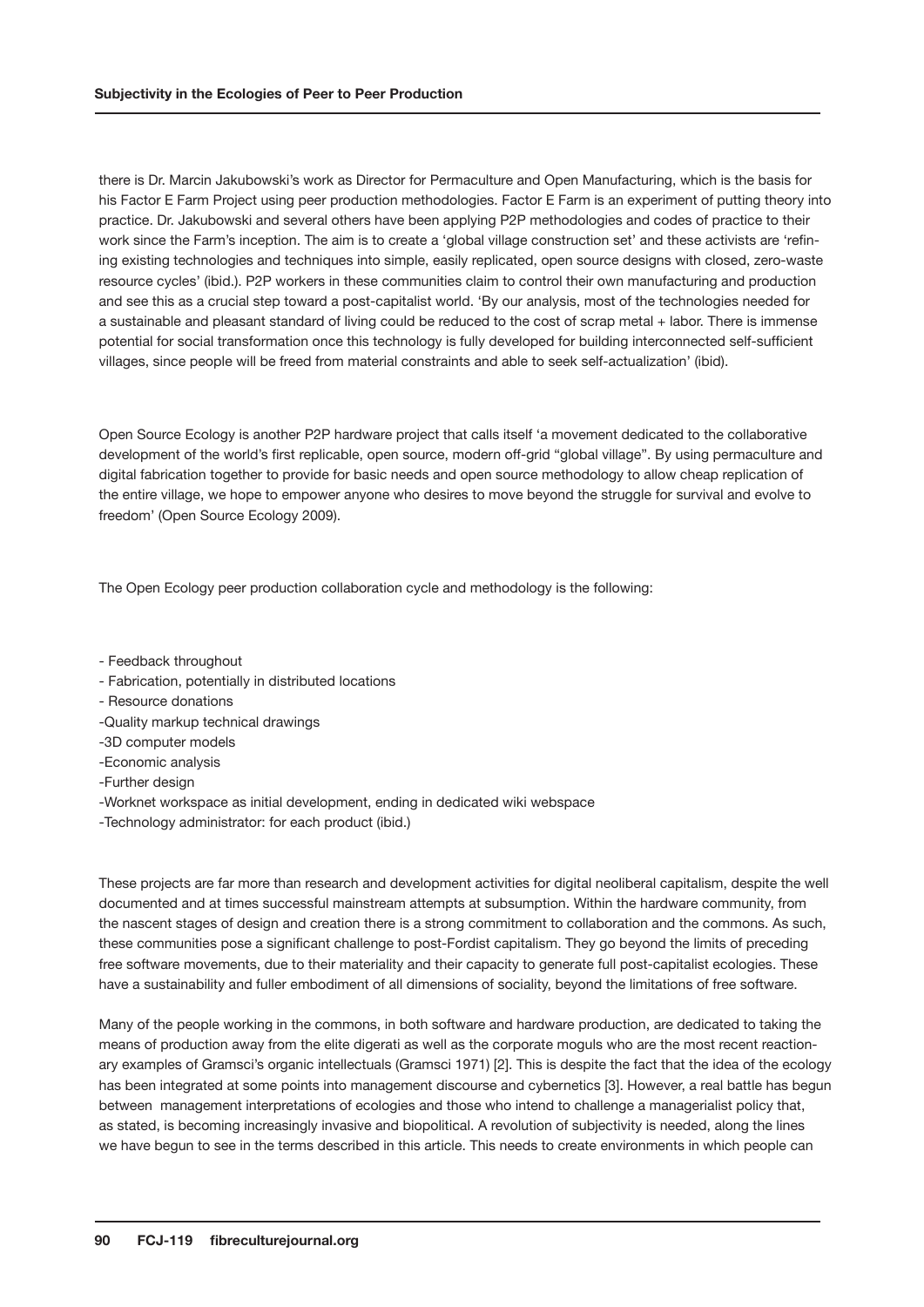there is Dr. Marcin Jakubowski's work as Director for Permaculture and Open Manufacturing, which is the basis for his Factor E Farm Project using peer production methodologies. Factor E Farm is an experiment of putting theory into practice. Dr. Jakubowski and several others have been applying P2P methodologies and codes of practice to their work since the Farm's inception. The aim is to create a 'global village construction set' and these activists are 'refining existing technologies and techniques into simple, easily replicated, open source designs with closed, zero-waste resource cycles' (ibid.). P2P workers in these communities claim to control their own manufacturing and production and see this as a crucial step toward a post-capitalist world. 'By our analysis, most of the technologies needed for a sustainable and pleasant standard of living could be reduced to the cost of scrap metal + labor. There is immense potential for social transformation once this technology is fully developed for building interconnected self-sufficient villages, since people will be freed from material constraints and able to seek self-actualization' (ibid).

Open Source Ecology is another P2P hardware project that calls itself 'a movement dedicated to the collaborative development of the world's first replicable, open source, modern off-grid "global village". By using permaculture and digital fabrication together to provide for basic needs and open source methodology to allow cheap replication of the entire village, we hope to empower anyone who desires to move beyond the struggle for survival and evolve to freedom' (Open Source Ecology 2009).

The Open Ecology peer production collaboration cycle and methodology is the following:

- Feedback throughout
- Fabrication, potentially in distributed locations
- Resource donations
- Quality markup technical drawings
- 3D computer models
- Economic analysis
- Further design
- Worknet workspace as initial development, ending in dedicated wiki webspace
- Technology administrator: for each product (ibid.)

These projects are far more than research and development activities for digital neoliberal capitalism, despite the well documented and at times successful mainstream attempts at subsumption. Within the hardware community, from the nascent stages of design and creation there is a strong commitment to collaboration and the commons. As such, these communities pose a significant challenge to post-Fordist capitalism. They go beyond the limits of preceding free software movements, due to their materiality and their capacity to generate full post-capitalist ecologies. These have a sustainability and fuller embodiment of all dimensions of sociality, beyond the limitations of free software.

Many of the people working in the commons, in both software and hardware production, are dedicated to taking the means of production away from the elite digerati as well as the corporate moguls who are the most recent reactionary examples of Gramsci's organic intellectuals (Gramsci 1971) [2]. This is despite the fact that the idea of the ecology has been integrated at some points into management discourse and cybernetics [3]. However, a real battle has begun between management interpretations of ecologies and those who intend to challenge a managerialist policy that, as stated, is becoming increasingly invasive and biopolitical. A revolution of subjectivity is needed, along the lines we have begun to see in the terms described in this article. This needs to create environments in which people can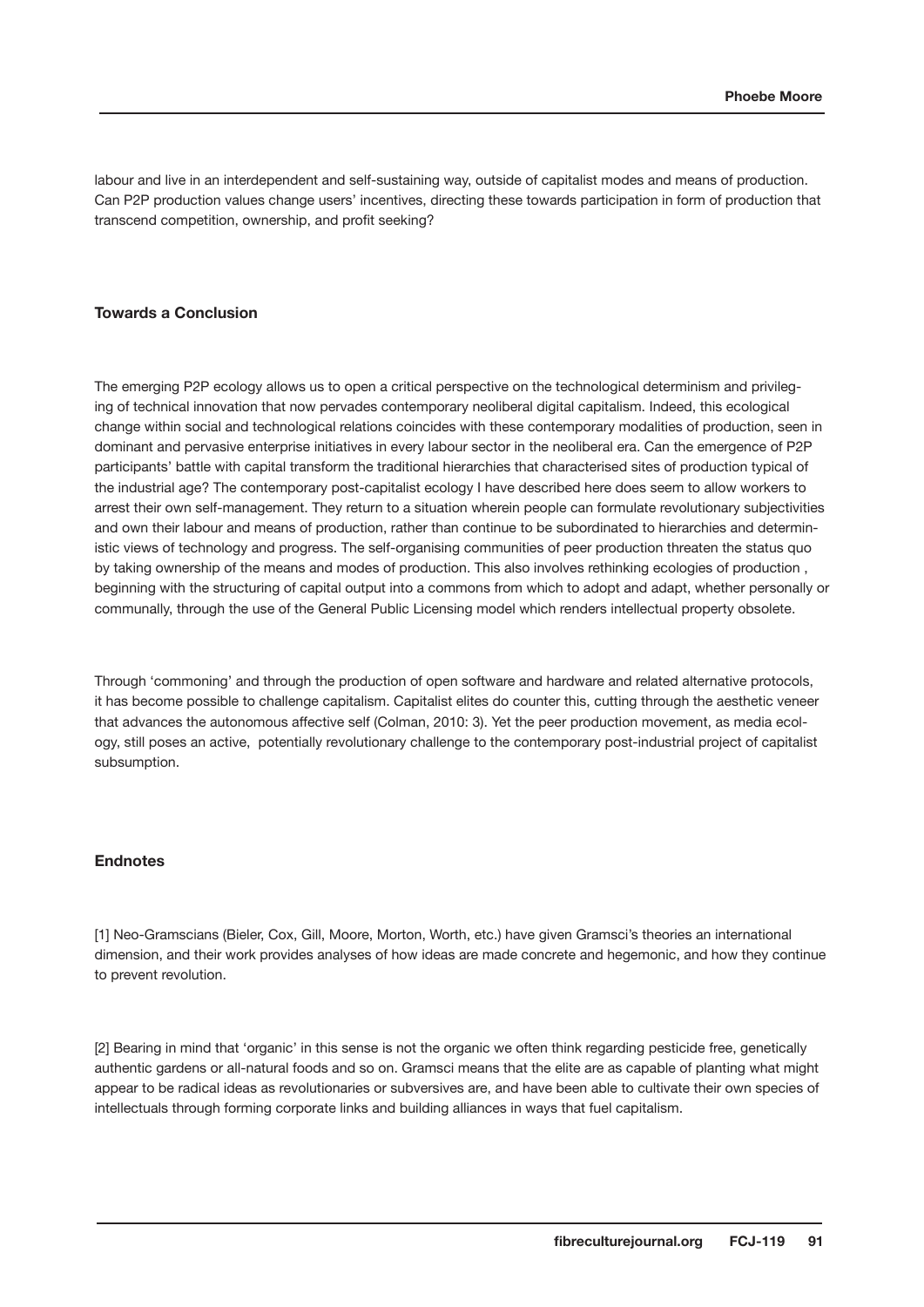labour and live in an interdependent and self-sustaining way, outside of capitalist modes and means of production. Can P2P production values change users' incentives, directing these towards participation in form of production that transcend competition, ownership, and profit seeking?

### Towards a Conclusion

The emerging P2P ecology allows us to open a critical perspective on the technological determinism and privileging of technical innovation that now pervades contemporary neoliberal digital capitalism. Indeed, this ecological change within social and technological relations coincides with these contemporary modalities of production, seen in dominant and pervasive enterprise initiatives in every labour sector in the neoliberal era. Can the emergence of P2P participants' battle with capital transform the traditional hierarchies that characterised sites of production typical of the industrial age? The contemporary post-capitalist ecology I have described here does seem to allow workers to arrest their own self-management. They return to a situation wherein people can formulate revolutionary subjectivities and own their labour and means of production, rather than continue to be subordinated to hierarchies and deterministic views of technology and progress. The self-organising communities of peer production threaten the status quo by taking ownership of the means and modes of production. This also involves rethinking ecologies of production , beginning with the structuring of capital output into a commons from which to adopt and adapt, whether personally or communally, through the use of the General Public Licensing model which renders intellectual property obsolete.

Through 'commoning' and through the production of open software and hardware and related alternative protocols, it has become possible to challenge capitalism. Capitalist elites do counter this, cutting through the aesthetic veneer that advances the autonomous affective self (Colman, 2010: 3). Yet the peer production movement, as media ecology, still poses an active, potentially revolutionary challenge to the contemporary post-industrial project of capitalist subsumption.

### Endnotes

[1] Neo-Gramscians (Bieler, Cox, Gill, Moore, Morton, Worth, etc.) have given Gramsci's theories an international dimension, and their work provides analyses of how ideas are made concrete and hegemonic, and how they continue to prevent revolution.

[2] Bearing in mind that 'organic' in this sense is not the organic we often think regarding pesticide free, genetically authentic gardens or all-natural foods and so on. Gramsci means that the elite are as capable of planting what might appear to be radical ideas as revolutionaries or subversives are, and have been able to cultivate their own species of intellectuals through forming corporate links and building alliances in ways that fuel capitalism.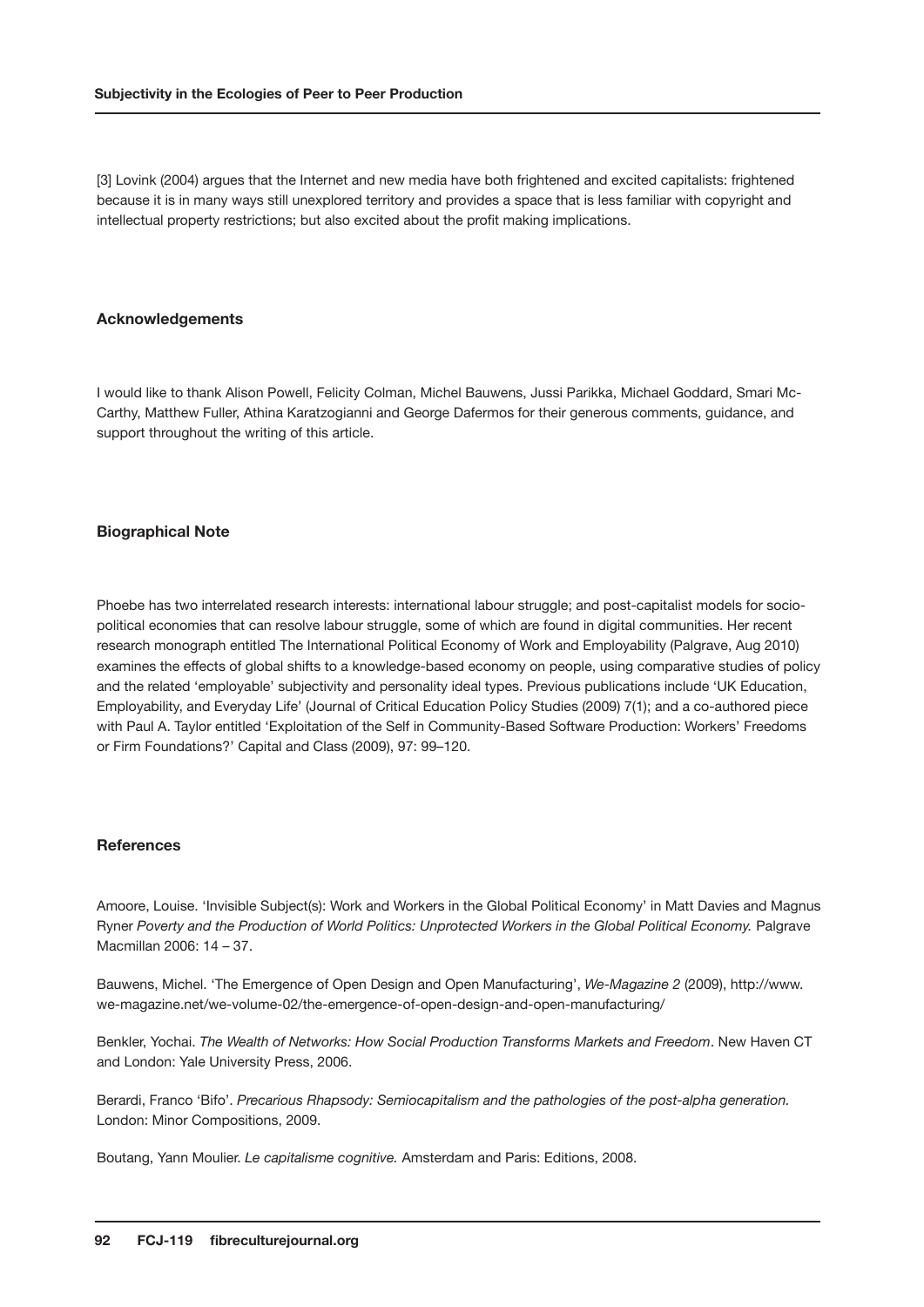[3] Lovink (2004) argues that the Internet and new media have both frightened and excited capitalists: frightened because it is in many ways still unexplored territory and provides a space that is less familiar with copyright and intellectual property restrictions; but also excited about the profit making implications.

## Acknowledgements

I would like to thank Alison Powell, Felicity Colman, Michel Bauwens, Jussi Parikka, Michael Goddard, Smari Mc-Carthy, Matthew Fuller, Athina Karatzogianni and George Dafermos for their generous comments, guidance, and support throughout the writing of this article.

## Biographical Note

Phoebe has two interrelated research interests: international labour struggle; and post-capitalist models for socio-political economies that can resolve labour struggle, some of which are found in digital communities. Her recent research monograph entitled The International Political Economy of Work and Employability (Palgrave, Aug 2010) examines the effects of global shifts to a knowledge-based economy on people, using comparative studies of policy and the related 'employable' subjectivity and personality ideal types. Previous publications include 'UK Education, Employability, and Everyday Life' (Journal of Critical Education Policy Studies (2009) 7(1); and a co-authored piece with Paul A. Taylor entitled 'Exploitation of the Self in Community-Based Software Production: Workers' Freedoms or Firm Foundations?' Capital and Class (2009), 97: 99–120.

## References

Amoore, Louise. 'Invisible Subject(s): Work and Workers in the Global Political Economy' in Matt Davies and Magnus Ryner *Poverty and the Production of World Politics: Unprotected Workers in the Global Political Economy.* Palgrave Macmillan 2006: 14 – 37.

Bauwens, Michel. 'The Emergence of Open Design and Open Manufacturing', *We-Magazine 2* (2009), http://www.we-magazine.net/we-volume-02/the-emergence-of-open-design-and-open-manufacturing/

Benkler, Yochai. *The Wealth of Networks: How Social Production Transforms Markets and Freedom*. New Haven CT and London: Yale University Press, 2006.

Berardi, Franco 'Bifo'. *Precarious Rhapsody: Semiocapitalism and the pathologies of the post-alpha generation.* London: Minor Compositions, 2009.

Boutang, Yann Moulier. *Le capitalisme cognitive.* Amsterdam and Paris: Editions, 2008.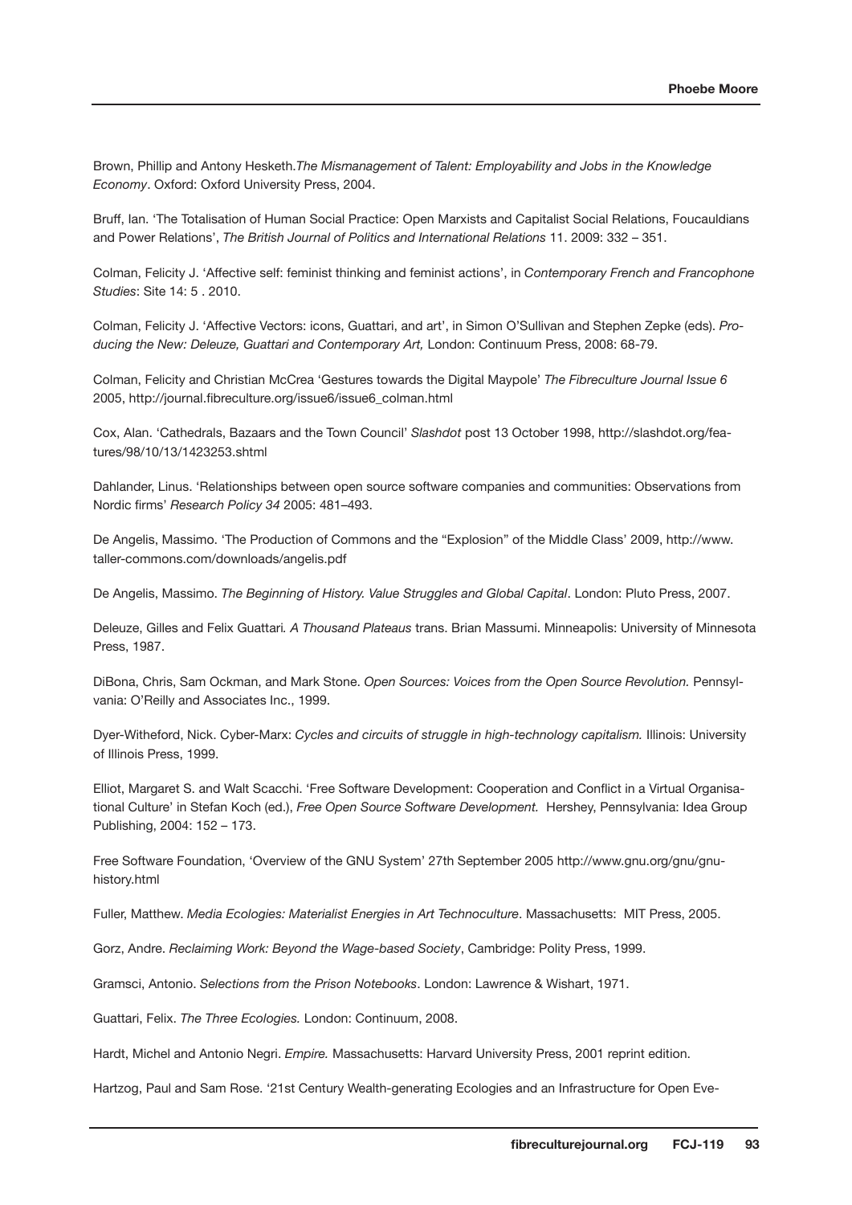Brown, Phillip and Antony Hesketh.*The Mismanagement of Talent: Employability and Jobs in the Knowledge Economy*. Oxford: Oxford University Press, 2004.

Bruff, Ian. 'The Totalisation of Human Social Practice: Open Marxists and Capitalist Social Relations, Foucauldians and Power Relations', *The British Journal of Politics and International Relations* 11. 2009: 332 – 351.

Colman, Felicity J. 'Affective self: feminist thinking and feminist actions', in *Contemporary French and Francophone Studies*: Site 14: 5 . 2010.

Colman, Felicity J. 'Affective Vectors: icons, Guattari, and art', in Simon O'Sullivan and Stephen Zepke (eds). *Producing the New: Deleuze, Guattari and Contemporary Art,* London: Continuum Press, 2008: 68-79.

Colman, Felicity and Christian McCrea 'Gestures towards the Digital Maypole' *The Fibreculture Journal Issue 6* 2005, http://journal.fibreculture.org/issue6/issue6_colman.html

Cox, Alan. 'Cathedrals, Bazaars and the Town Council' *Slashdot* post 13 October 1998, http://slashdot.org/features/98/10/13/1423253.shtml

Dahlander, Linus. 'Relationships between open source software companies and communities: Observations from Nordic firms' *Research Policy 34* 2005: 481–493.

De Angelis, Massimo. 'The Production of Commons and the "Explosion" of the Middle Class' 2009, http://www.taller-commons.com/downloads/angelis.pdf

De Angelis, Massimo. *The Beginning of History. Value Struggles and Global Capital*. London: Pluto Press, 2007.

Deleuze, Gilles and Felix Guattari. *A Thousand Plateaus* trans. Brian Massumi. Minneapolis: University of Minnesota Press, 1987.

DiBona, Chris, Sam Ockman, and Mark Stone. *Open Sources: Voices from the Open Source Revolution.* Pennsylvania: O'Reilly and Associates Inc., 1999.

Dyer-Witheford, Nick. Cyber-Marx: *Cycles and circuits of struggle in high-technology capitalism.* Illinois: University of Illinois Press, 1999.

Elliot, Margaret S. and Walt Scacchi. 'Free Software Development: Cooperation and Conflict in a Virtual Organisational Culture' in Stefan Koch (ed.), *Free Open Source Software Development.* Hershey, Pennsylvania: Idea Group Publishing, 2004: 152 – 173.

Free Software Foundation, 'Overview of the GNU System' 27th September 2005 http://www.gnu.org/gnu/gnu-history.html

Fuller, Matthew. *Media Ecologies: Materialist Energies in Art Technoculture*. Massachusetts: MIT Press, 2005.

Gorz, Andre. *Reclaiming Work: Beyond the Wage-based Society*, Cambridge: Polity Press, 1999.

Gramsci, Antonio. *Selections from the Prison Notebooks*. London: Lawrence & Wishart, 1971.

Guattari, Felix. *The Three Ecologies.* London: Continuum, 2008.

Hardt, Michel and Antonio Negri. *Empire.* Massachusetts: Harvard University Press, 2001 reprint edition.

Hartzog, Paul and Sam Rose. '21st Century Wealth-generating Ecologies and an Infrastructure for Open Eve-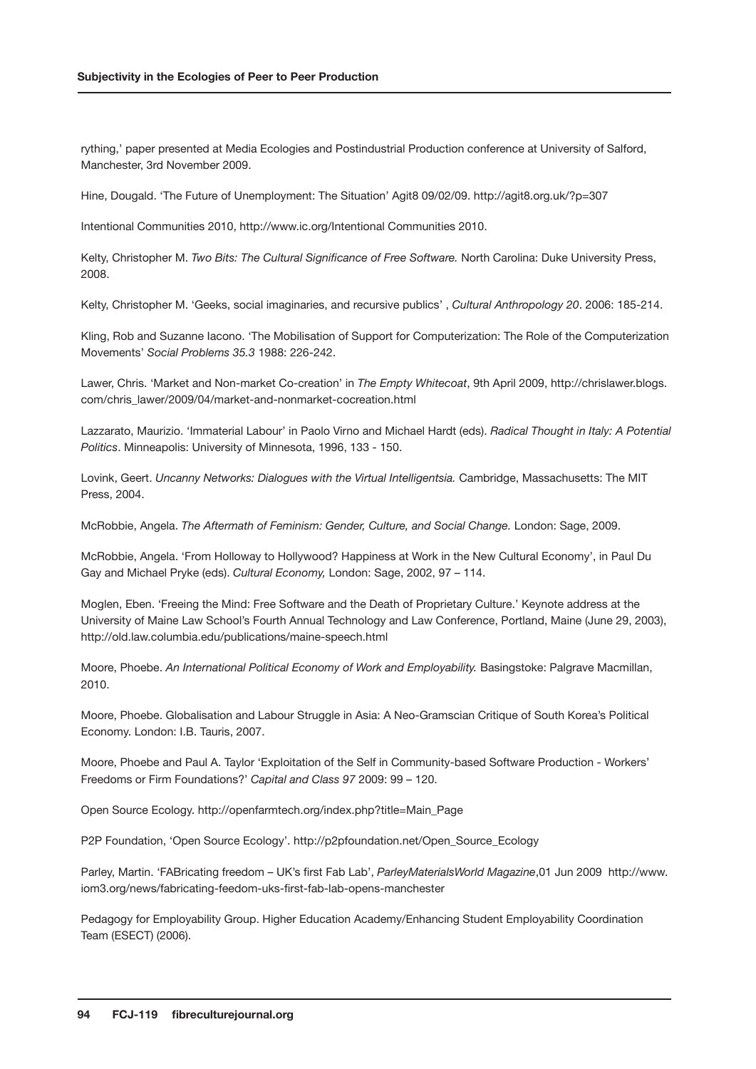rything,' paper presented at Media Ecologies and Postindustrial Production conference at University of Salford, Manchester, 3rd November 2009.

Hine, Dougald. 'The Future of Unemployment: The Situation' Agit8 09/02/09. http://agit8.org.uk/?p=307

Intentional Communities 2010, http://www.ic.org/Intentional Communities 2010.

Kelty, Christopher M. *Two Bits: The Cultural Significance of Free Software.* North Carolina: Duke University Press, 2008.

Kelty, Christopher M. 'Geeks, social imaginaries, and recursive publics' , *Cultural Anthropology 20*. 2006: 185-214.

Kling, Rob and Suzanne Iacono. 'The Mobilisation of Support for Computerization: The Role of the Computerization Movements' *Social Problems 35.3* 1988: 226-242.

Lawer, Chris. 'Market and Non-market Co-creation' in *The Empty Whitecoat*, 9th April 2009, http://chrislawer.blogs.com/chris_lawer/2009/04/market-and-nonmarket-cocreation.html

Lazzarato, Maurizio. 'Immaterial Labour' in Paolo Virno and Michael Hardt (eds). *Radical Thought in Italy: A Potential Politics*. Minneapolis: University of Minnesota, 1996, 133 - 150.

Lovink, Geert. *Uncanny Networks: Dialogues with the Virtual Intelligentsia.* Cambridge, Massachusetts: The MIT Press, 2004.

McRobbie, Angela. *The Aftermath of Feminism: Gender, Culture, and Social Change.* London: Sage, 2009.

McRobbie, Angela. 'From Holloway to Hollywood? Happiness at Work in the New Cultural Economy', in Paul Du Gay and Michael Pryke (eds). *Cultural Economy,* London: Sage, 2002, 97 – 114.

Moglen, Eben. 'Freeing the Mind: Free Software and the Death of Proprietary Culture.' Keynote address at the University of Maine Law School's Fourth Annual Technology and Law Conference, Portland, Maine (June 29, 2003), http://old.law.columbia.edu/publications/maine-speech.html

Moore, Phoebe. *An International Political Economy of Work and Employability.* Basingstoke: Palgrave Macmillan, 2010.

Moore, Phoebe. Globalisation and Labour Struggle in Asia: A Neo-Gramscian Critique of South Korea's Political Economy. London: I.B. Tauris, 2007.

Moore, Phoebe and Paul A. Taylor 'Exploitation of the Self in Community-based Software Production - Workers' Freedoms or Firm Foundations?' *Capital and Class 97* 2009: 99 – 120.

Open Source Ecology. http://openfarmtech.org/index.php?title=Main_Page

P2P Foundation, 'Open Source Ecology'. http://p2pfoundation.net/Open_Source_Ecology

Parley, Martin. 'FABricating freedom – UK's first Fab Lab', *ParleyMaterialsWorld Magazine*,01 Jun 2009 http://www.iom3.org/news/fabricating-feedom-uks-first-fab-lab-opens-manchester

Pedagogy for Employability Group. Higher Education Academy/Enhancing Student Employability Coordination Team (ESECT) (2006).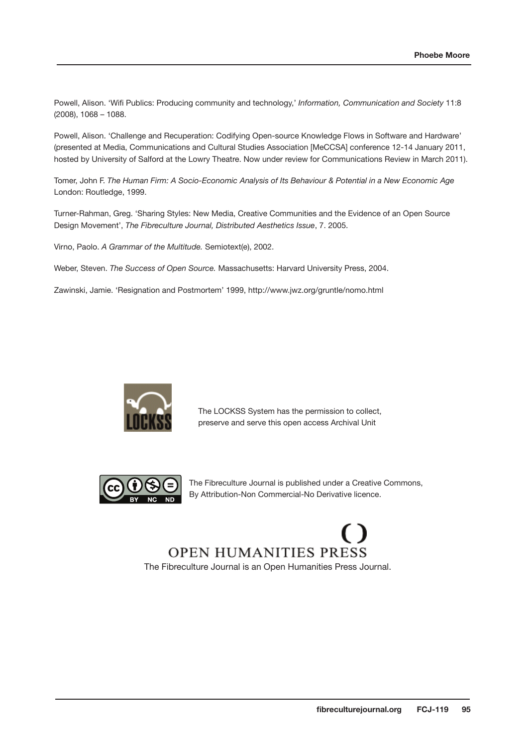Powell, Alison. ‘Wifi Publics: Producing community and technology,’ *Information, Communication and Society* 11:8 (2008), 1068 – 1088.

Powell, Alison. ‘Challenge and Recuperation: Codifying Open-source Knowledge Flows in Software and Hardware’ (presented at Media, Communications and Cultural Studies Association [MeCCSA] conference 12-14 January 2011, hosted by University of Salford at the Lowry Theatre. Now under review for Communications Review in March 2011).

Tomer, John F. *The Human Firm: A Socio-Economic Analysis of Its Behaviour & Potential in a New Economic Age* London: Routledge, 1999.

Turner-Rahman, Greg. ‘Sharing Styles: New Media, Creative Communities and the Evidence of an Open Source Design Movement’, *The Fibreculture Journal, Distributed Aesthetics Issue*, 7. 2005.

Virno, Paolo. *A Grammar of the Multitude.* Semiotext(e), 2002.

Weber, Steven. *The Success of Open Source.* Massachusetts: Harvard University Press, 2004.

Zawinski, Jamie. ‘Resignation and Postmortem’ 1999, http://www.jwz.org/gruntle/nomo.html

The LOCKSS System has the permission to collect, preserve and serve this open access Archival Unit

The Fibreculture Journal is published under a Creative Commons, By Attribution-Non Commercial-No Derivative licence.

OPEN HUMANITIES PRESS

The Fibreculture Journal is an Open Humanities Press Journal.